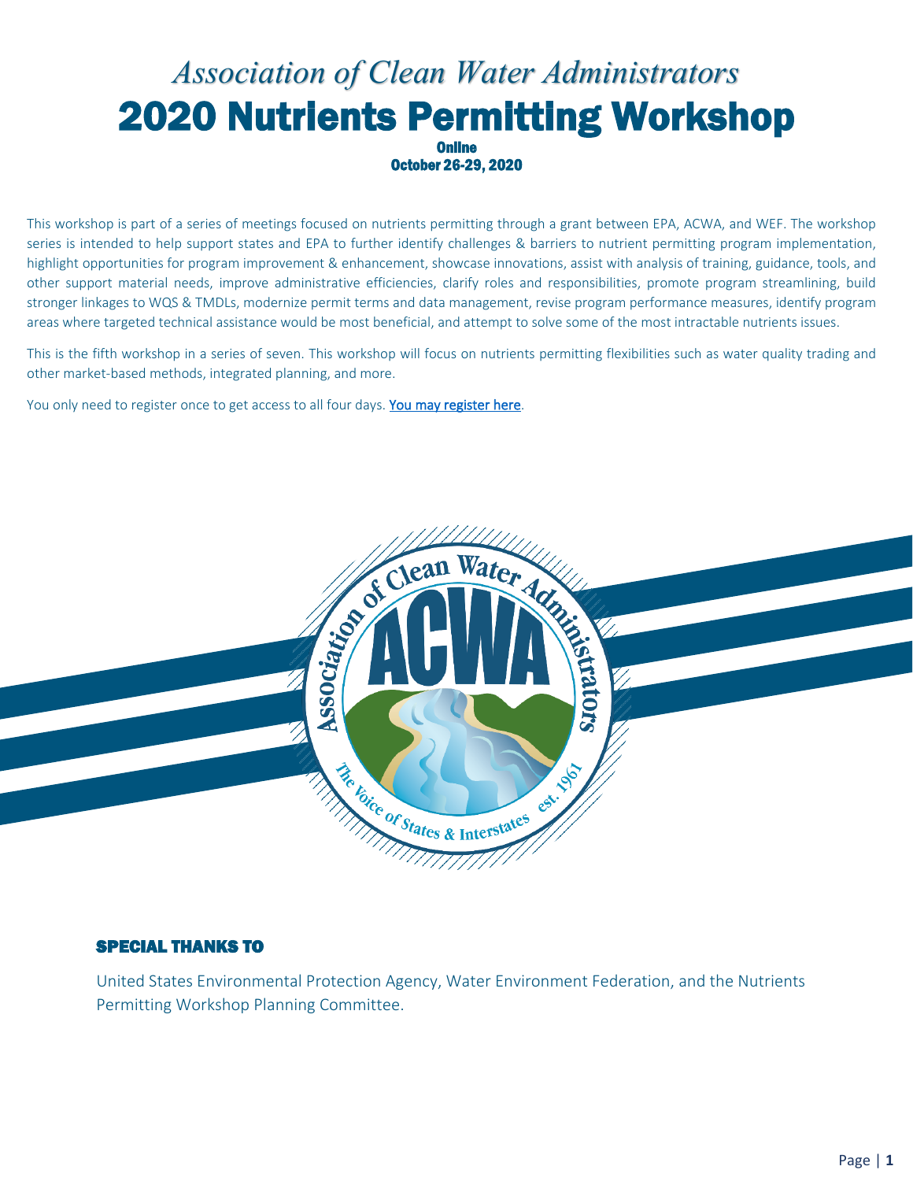*Association of Clean Water Administrators*

# 2020 Nutrients Permitting Workshop

**Online**
**October 26-29, 2020**

This workshop is part of a series of meetings focused on nutrients permitting through a grant between EPA, ACWA, and WEF. The workshop series is intended to help support states and EPA to further identify challenges & barriers to nutrient permitting program implementation, highlight opportunities for program improvement & enhancement, showcase innovations, assist with analysis of training, guidance, tools, and other support material needs, improve administrative efficiencies, clarify roles and responsibilities, promote program streamlining, build stronger linkages to WQS & TMDLs, modernize permit terms and data management, revise program performance measures, identify program areas where targeted technical assistance would be most beneficial, and attempt to solve some of the most intractable nutrients issues.

This is the fifth workshop in a series of seven. This workshop will focus on nutrients permitting flexibilities such as water quality trading and other market-based methods, integrated planning, and more.

You only need to register once to get access to all four days. [You may register here](#).

## SPECIAL THANKS TO

United States Environmental Protection Agency, Water Environment Federation, and the Nutrients Permitting Workshop Planning Committee.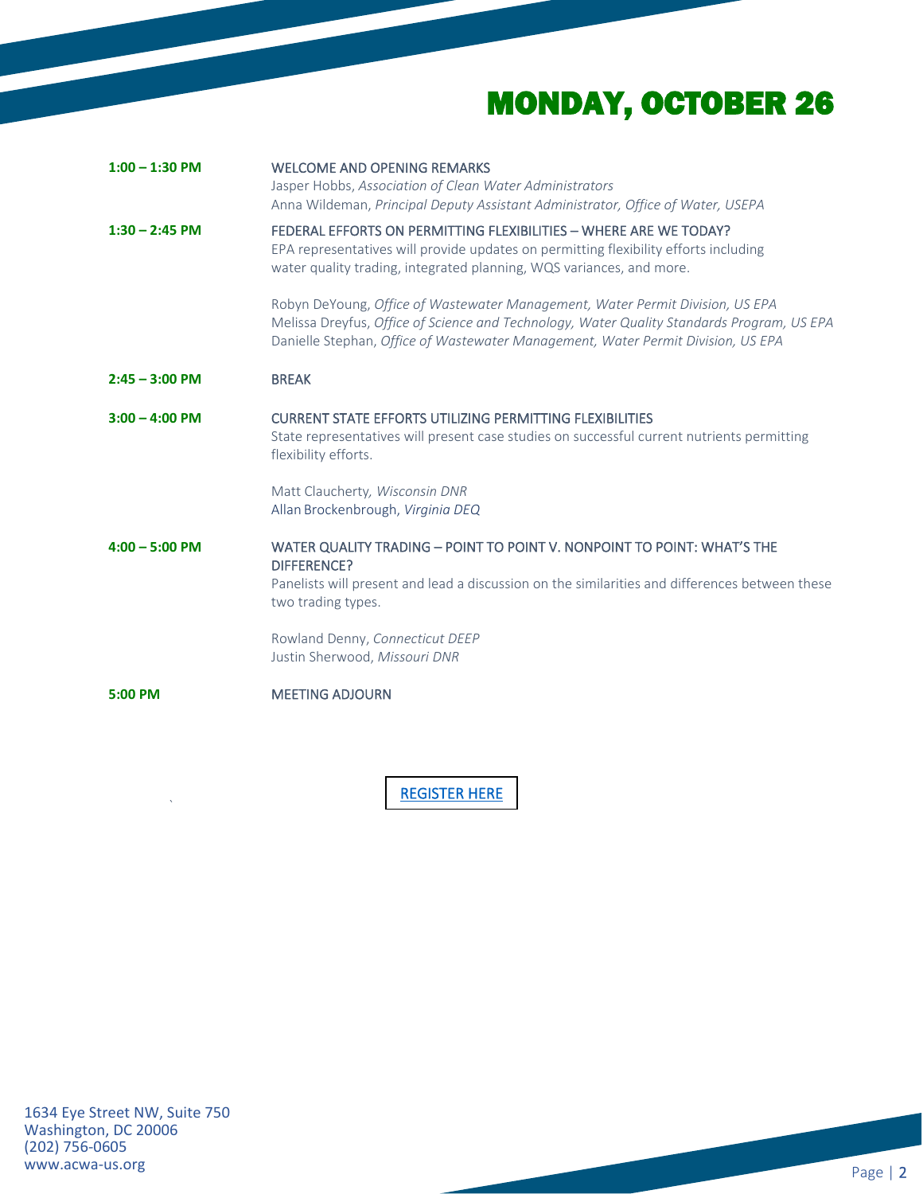# MONDAY, OCTOBER 26

**1:00 – 1:30 PM**

WELCOME AND OPENING REMARKS
Jasper Hobbs, *Association of Clean Water Administrators*
Anna Wildeman, *Principal Deputy Assistant Administrator, Office of Water, USEPA*

**1:30 – 2:45 PM**

FEDERAL EFFORTS ON PERMITTING FLEXIBILITIES – WHERE ARE WE TODAY?
EPA representatives will provide updates on permitting flexibility efforts including water quality trading, integrated planning, WQS variances, and more.

Robyn DeYoung, *Office of Wastewater Management, Water Permit Division, US EPA*
Melissa Dreyfus, *Office of Science and Technology, Water Quality Standards Program, US EPA*
Danielle Stephan, *Office of Wastewater Management, Water Permit Division, US EPA*

**2:45 – 3:00 PM**

BREAK

**3:00 – 4:00 PM**

CURRENT STATE EFFORTS UTILIZING PERMITTING FLEXIBILITIES
State representatives will present case studies on successful current nutrients permitting flexibility efforts.

Matt Claucherty*, Wisconsin DNR*
Allan Brockenbrough, *Virginia DEQ*

**4:00 – 5:00 PM**

WATER QUALITY TRADING – POINT TO POINT V. NONPOINT TO POINT: WHAT'S THE DIFFERENCE?
Panelists will present and lead a discussion on the similarities and differences between these two trading types.

Rowland Denny, *Connecticut DEEP*
Justin Sherwood, *Missouri DNR*

**5:00 PM**

MEETING ADJOURN

[REGISTER HERE]

1634 Eye Street NW, Suite 750
Washington, DC 20006
(202) 756-0605
www.acwa-us.org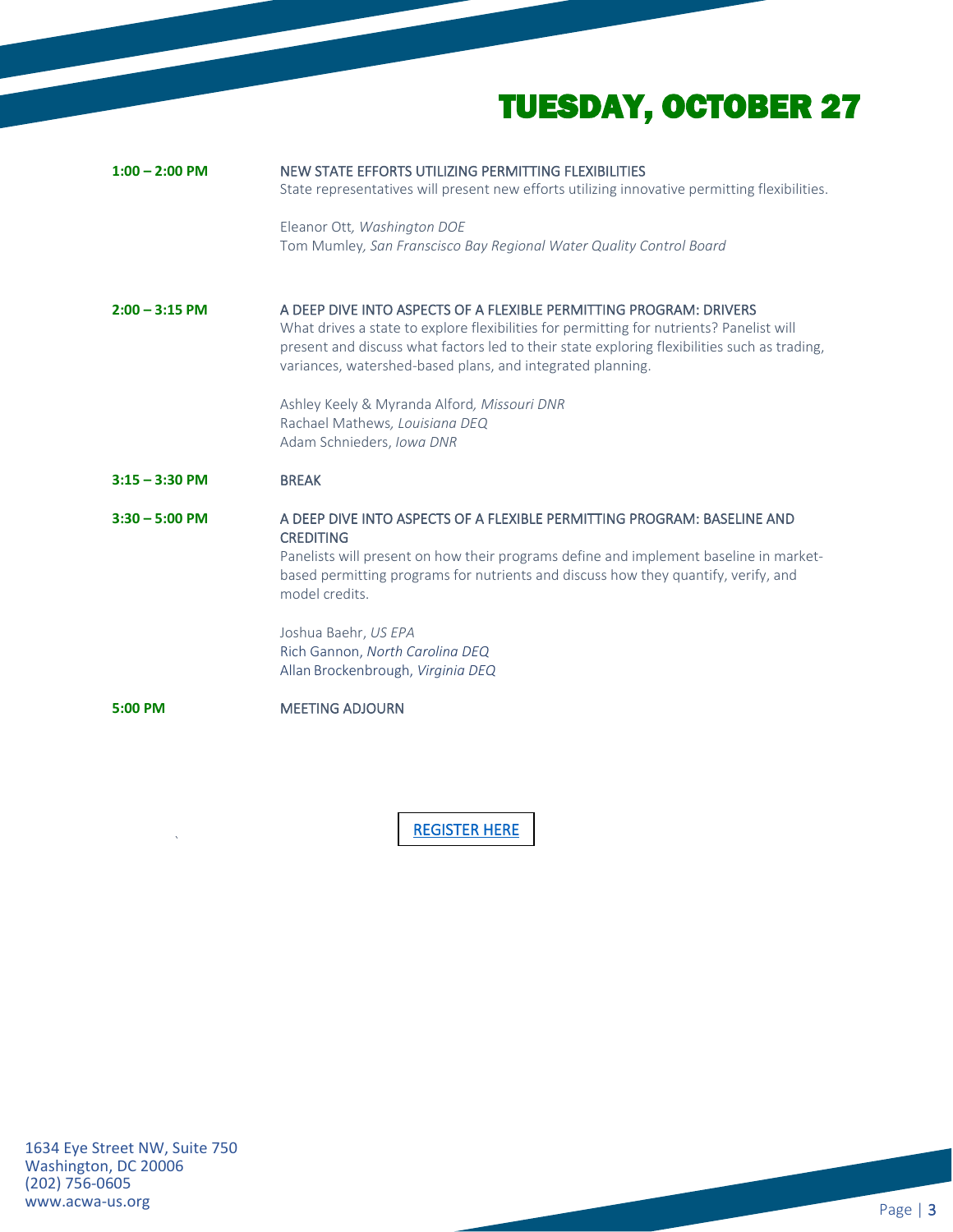# TUESDAY, OCTOBER 27

**1:00 – 2:00 PM**

NEW STATE EFFORTS UTILIZING PERMITTING FLEXIBILITIES

State representatives will present new efforts utilizing innovative permitting flexibilities.

Eleanor Ott, *Washington DOE*
Tom Mumley, *San Franscisco Bay Regional Water Quality Control Board*

**2:00 – 3:15 PM**

A DEEP DIVE INTO ASPECTS OF A FLEXIBLE PERMITTING PROGRAM: DRIVERS

What drives a state to explore flexibilities for permitting for nutrients? Panelist will present and discuss what factors led to their state exploring flexibilities such as trading, variances, watershed-based plans, and integrated planning.

Ashley Keely & Myranda Alford, *Missouri DNR*
Rachael Mathews, *Louisiana DEQ*
Adam Schnieders, *Iowa DNR*

**3:15 – 3:30 PM**

BREAK

**3:30 – 5:00 PM**

A DEEP DIVE INTO ASPECTS OF A FLEXIBLE PERMITTING PROGRAM: BASELINE AND CREDITING

Panelists will present on how their programs define and implement baseline in market-based permitting programs for nutrients and discuss how they quantify, verify, and model credits.

Joshua Baehr, *US EPA*
Rich Gannon, *North Carolina DEQ*
Allan Brockenbrough, *Virginia DEQ*

**5:00 PM**

MEETING ADJOURN

REGISTER HERE

1634 Eye Street NW, Suite 750
Washington, DC 20006
(202) 756-0605
www.acwa-us.org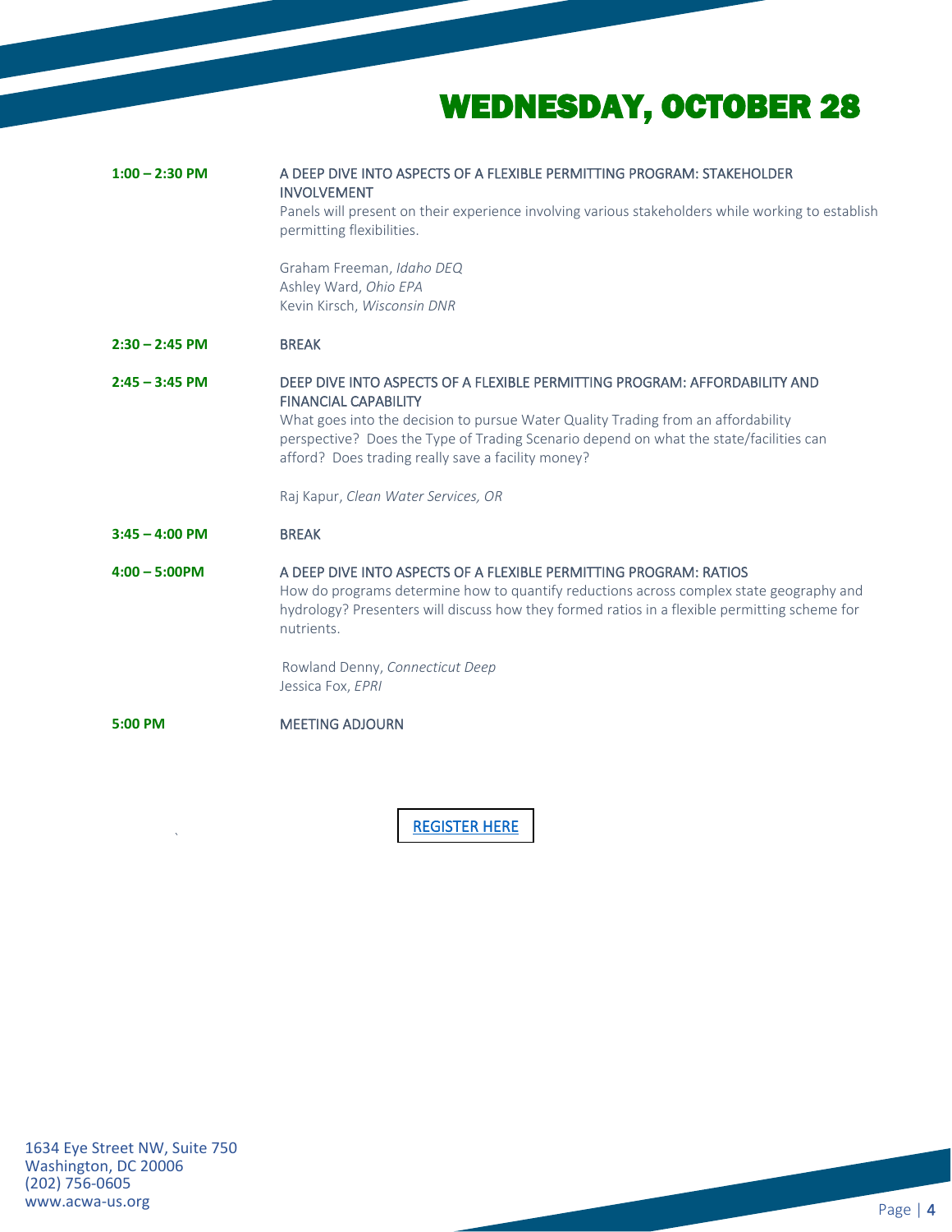# WEDNESDAY, OCTOBER 28

**1:00 – 2:30 PM**

A DEEP DIVE INTO ASPECTS OF A FLEXIBLE PERMITTING PROGRAM: STAKEHOLDER INVOLVEMENT

Panels will present on their experience involving various stakeholders while working to establish permitting flexibilities.

Graham Freeman, *Idaho DEQ*
Ashley Ward, *Ohio EPA*
Kevin Kirsch, *Wisconsin DNR*

**2:30 – 2:45 PM**

BREAK

**2:45 – 3:45 PM**

DEEP DIVE INTO ASPECTS OF A FLEXIBLE PERMITTING PROGRAM: AFFORDABILITY AND FINANCIAL CAPABILITY

What goes into the decision to pursue Water Quality Trading from an affordability perspective? Does the Type of Trading Scenario depend on what the state/facilities can afford? Does trading really save a facility money?

Raj Kapur, *Clean Water Services, OR*

**3:45 – 4:00 PM**

BREAK

**4:00 – 5:00PM**

A DEEP DIVE INTO ASPECTS OF A FLEXIBLE PERMITTING PROGRAM: RATIOS

How do programs determine how to quantify reductions across complex state geography and hydrology? Presenters will discuss how they formed ratios in a flexible permitting scheme for nutrients.

Rowland Denny, *Connecticut Deep*
Jessica Fox, *EPRI*

**5:00 PM**

MEETING ADJOURN

REGISTER HERE

1634 Eye Street NW, Suite 750
Washington, DC 20006
(202) 756-0605
www.acwa-us.org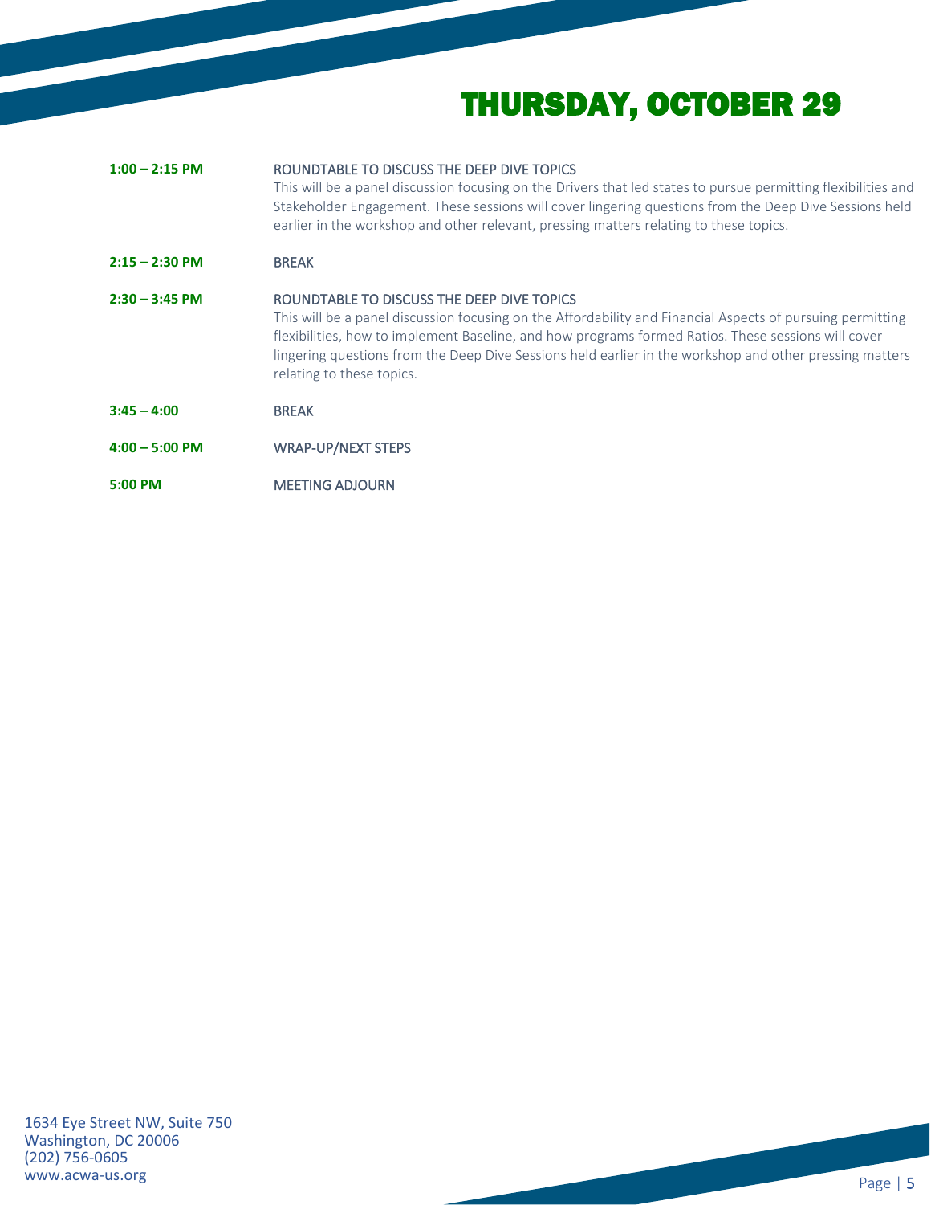# THURSDAY, OCTOBER 29

**1:00 – 2:15 PM** ROUNDTABLE TO DISCUSS THE DEEP DIVE TOPICS

This will be a panel discussion focusing on the Drivers that led states to pursue permitting flexibilities and Stakeholder Engagement. These sessions will cover lingering questions from the Deep Dive Sessions held earlier in the workshop and other relevant, pressing matters relating to these topics.

**2:15 – 2:30 PM** BREAK

**2:30 – 3:45 PM** ROUNDTABLE TO DISCUSS THE DEEP DIVE TOPICS

This will be a panel discussion focusing on the Affordability and Financial Aspects of pursuing permitting flexibilities, how to implement Baseline, and how programs formed Ratios. These sessions will cover lingering questions from the Deep Dive Sessions held earlier in the workshop and other pressing matters relating to these topics.

**3:45 – 4:00** BREAK

**4:00 – 5:00 PM** WRAP-UP/NEXT STEPS

**5:00 PM** MEETING ADJOURN

1634 Eye Street NW, Suite 750
Washington, DC 20006
(202) 756-0605
www.acwa-us.org